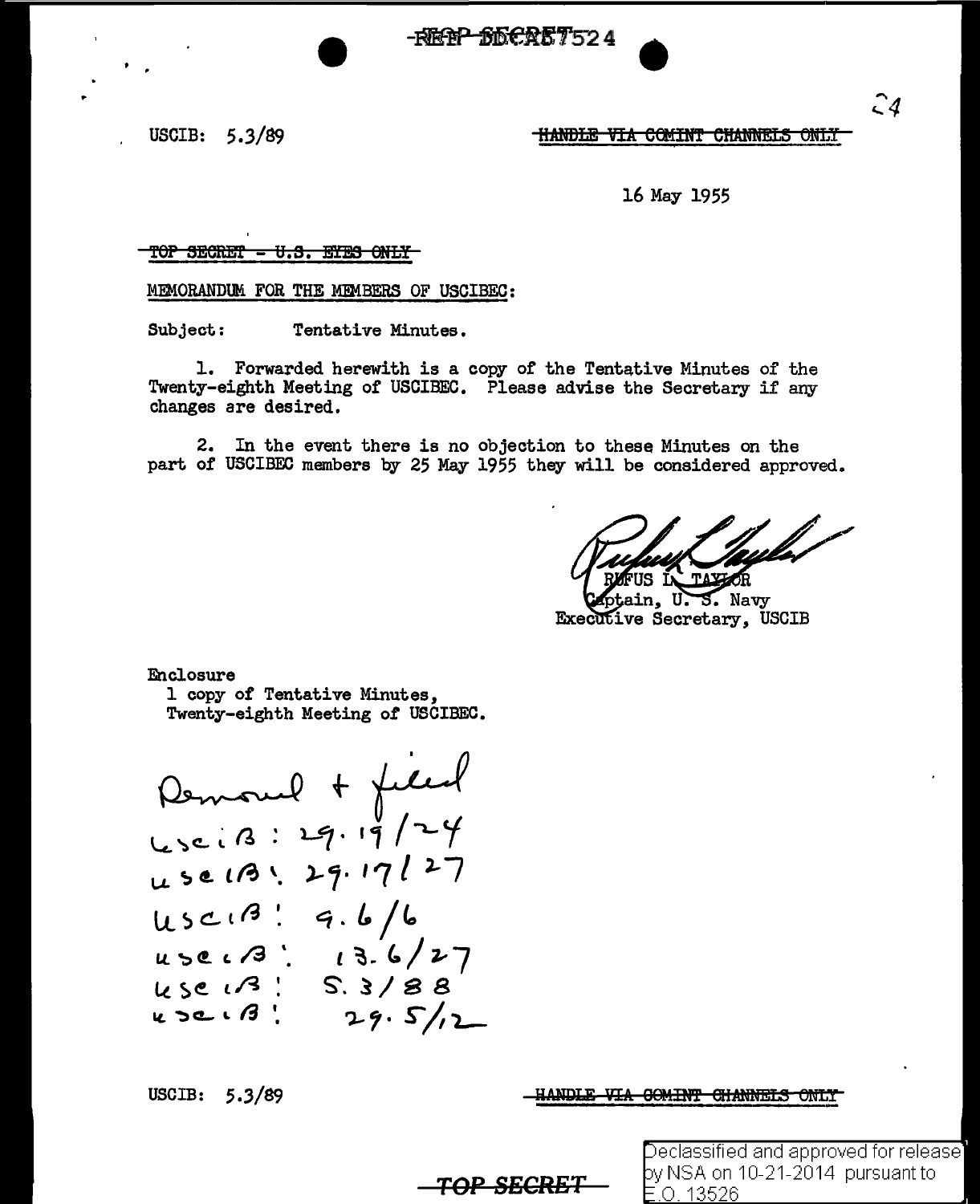USCIB: 5.3/89

HANDLE VIA COMINT CHANNELS ONLY

16 May 1955

TOP SECRET - U.S. EYES ONLY

MEMORANDUM FOR THE MEMBERS OF USCIBEC:

Subject: Tentative Minutes.

1. Forwarded herewith is a copy of the Tentative Minutes of the Twenty-eighth Meeting of USCIBEC. Please advise the Secretary if any changes are desired.

2. In the event there is no objection to these Minutes on the part of USCIBEC members by 25 May 1955 they will be considered approved.

RUFUS L. TAYLOR
Captain, U. S. Navy
Executive Secretary, USCIB

Enclosure
1 copy of Tentative Minutes,
Twenty-eighth Meeting of USCIBEC.

Removed + filed
USCIB: 29.19/24
USCIB: 29.17/27
USCIB: 9.6/6
USCIB: 13.6/27
USCIB: 5.3/88
USCIB: 29.5/12

USCIB: 5.3/89

HANDLE VIA COMINT CHANNELS ONLY

TOP SECRET

Declassified and approved for release by NSA on 10-21-2014 pursuant to E.O. 13526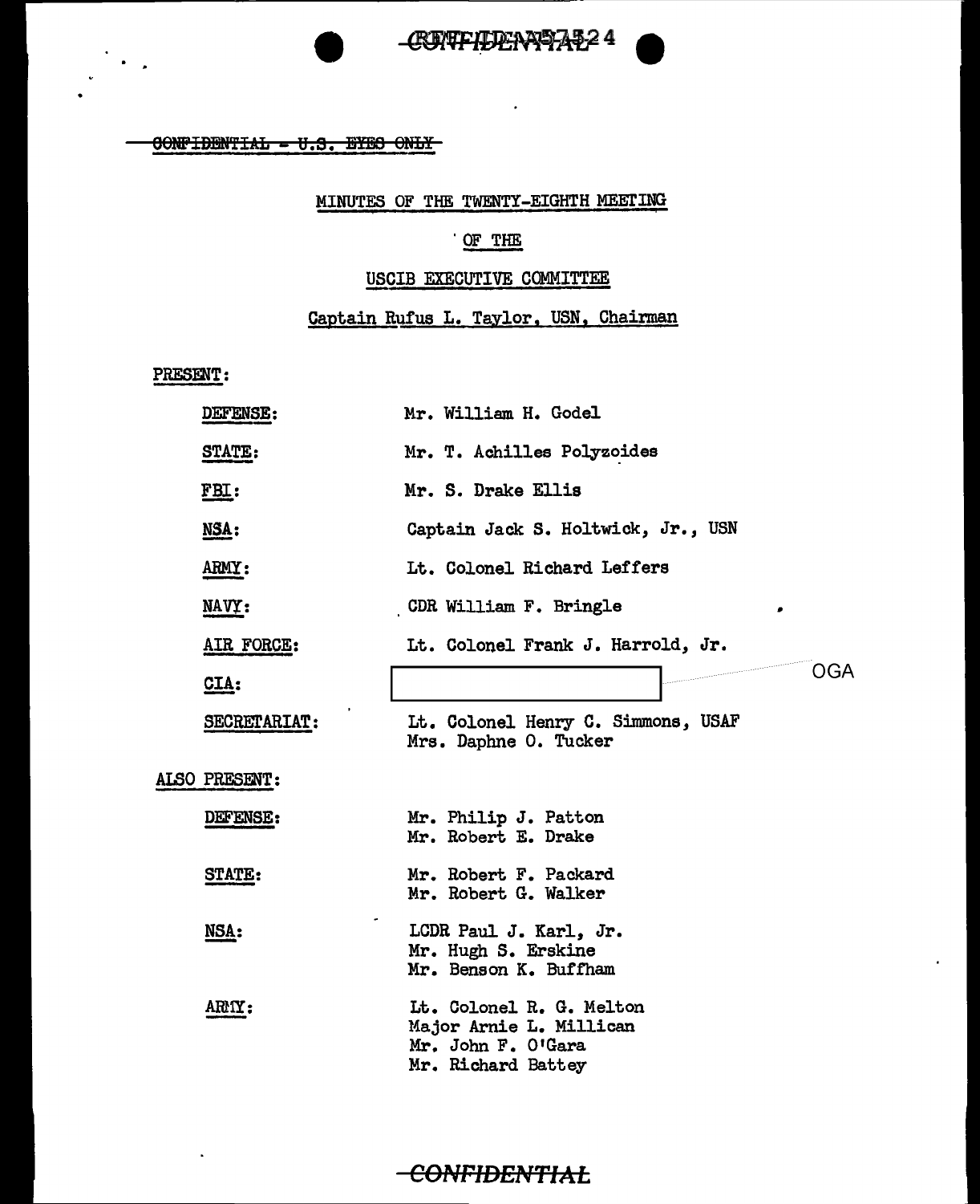~~CONFIDENTIAL - U.S. EYES ONLY~~

MINUTES OF THE TWENTY-EIGHTH MEETING

OF THE

USCIB EXECUTIVE COMMITTEE

Captain Rufus L. Taylor, USN, Chairman

PRESENT:

| | |
|---|---|
| DEFENSE: | Mr. William H. Godel |
| STATE: | Mr. T. Achilles Polyzoides |
| FBI: | Mr. S. Drake Ellis |
| NSA: | Captain Jack S. Holtwick, Jr., USN |
| ARMY: | Lt. Colonel Richard Leffers |
| NAVY: | CDR William F. Bringle |
| AIR FORCE: | Lt. Colonel Frank J. Harrold, Jr. |
| CIA: | [redacted] OGA |
| SECRETARIAT: | Lt. Colonel Henry C. Simmons, USAF<br>Mrs. Daphne O. Tucker |

ALSO PRESENT:

| | |
|---|---|
| DEFENSE: | Mr. Philip J. Patton<br>Mr. Robert E. Drake |
| STATE: | Mr. Robert F. Packard<br>Mr. Robert G. Walker |
| NSA: | LCDR Paul J. Karl, Jr.<br>Mr. Hugh S. Erskine<br>Mr. Benson K. Buffham |
| ARMY: | Lt. Colonel R. G. Melton<br>Major Arnie L. Millican<br>Mr. John F. O'Gara<br>Mr. Richard Battey |

~~CONFIDENTIAL~~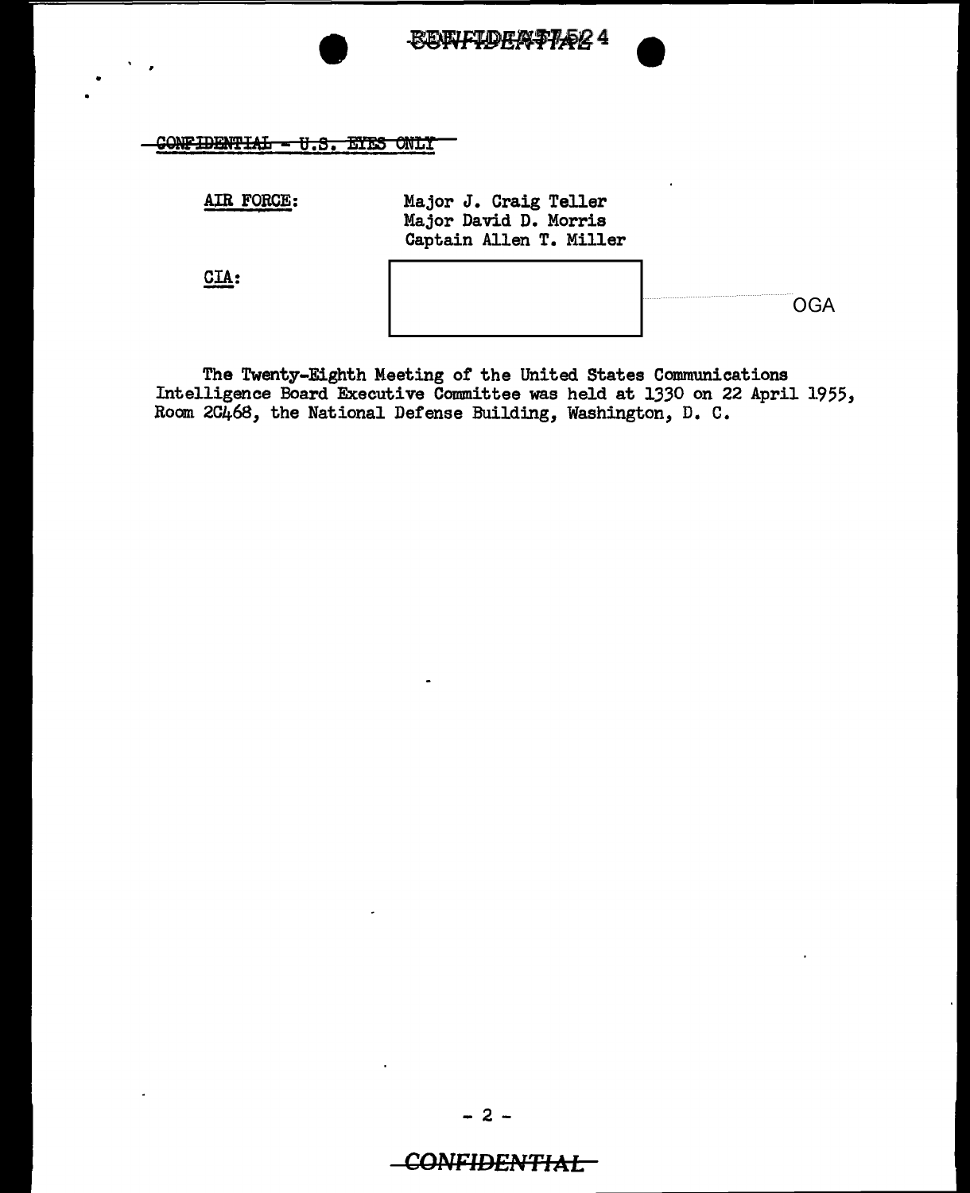~~CONFIDENTIAL - U.S. EYES ONLY~~

AIR FORCE: Major J. Craig Teller
Major David D. Morris
Captain Allen T. Miller

CIA: [redacted] OGA

The Twenty-Eighth Meeting of the United States Communications Intelligence Board Executive Committee was held at 1330 on 22 April 1955, Room 2C468, the National Defense Building, Washington, D. C.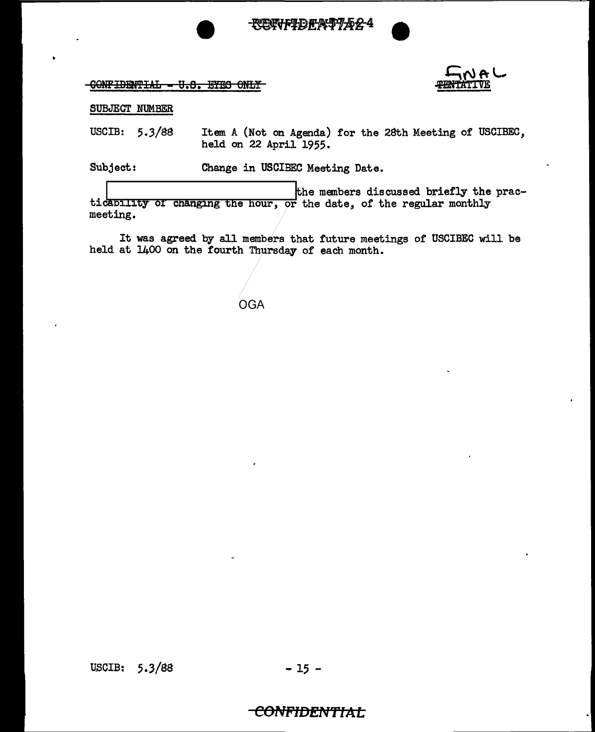~~CONFIDENTIAL - U.S. EYES ONLY~~

FINAL
~~TENTATIVE~~

SUBJECT NUMBER

USCIB: 5.3/88 Item A (Not on Agenda) for the 28th Meeting of USCIBEC, held on 22 April 1955.

Subject: Change in USCIBEC Meeting Date.

[REDACTED] the members discussed briefly the practicability of changing the hour, or the date, of the regular monthly meeting.

It was agreed by all members that future meetings of USCIBEC will be held at 1400 on the fourth Thursday of each month.

OGA

USCIB: 5.3/88

CONFIDENTIAL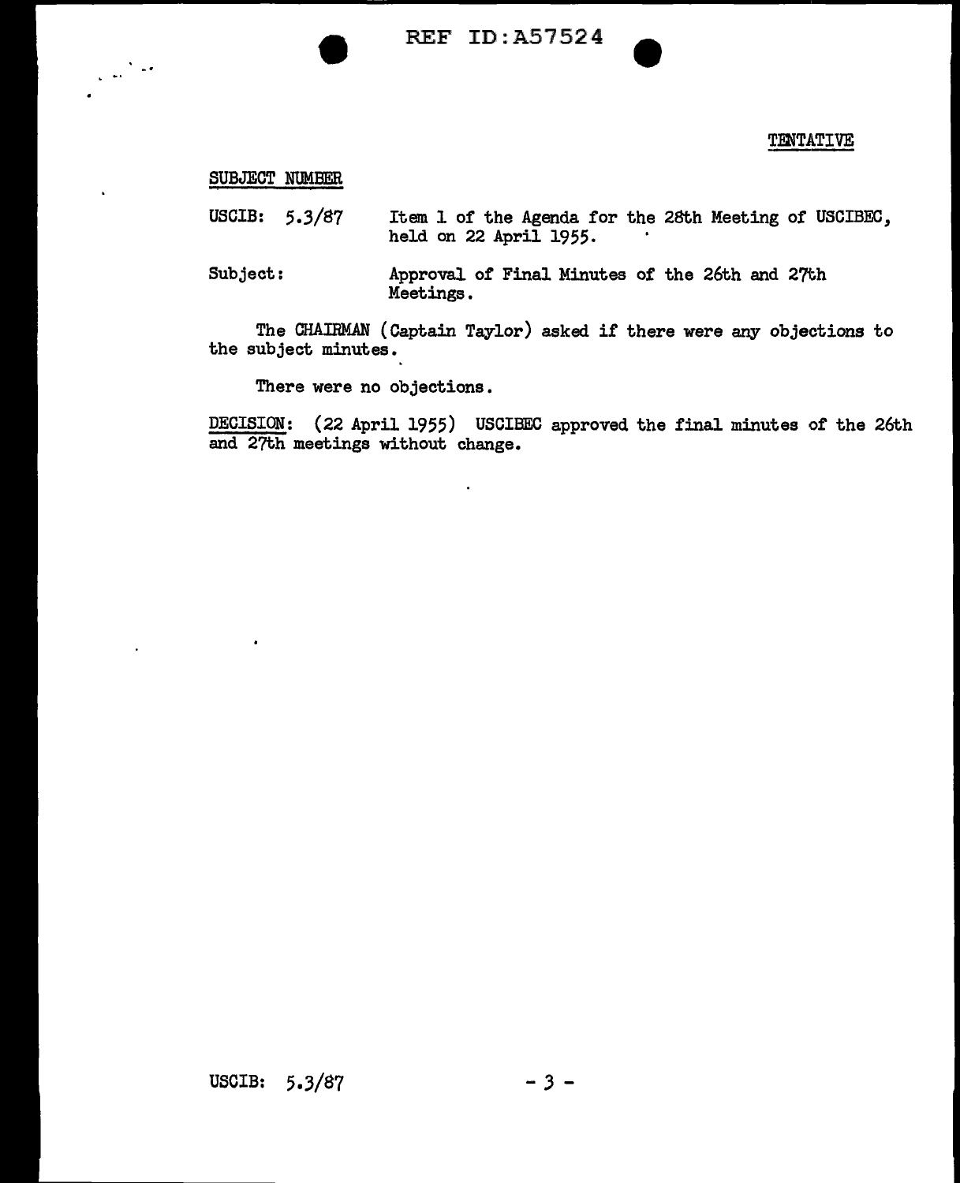TENTATIVE

SUBJECT NUMBER

USCIB: 5.3/87 Item 1 of the Agenda for the 28th Meeting of USCIBEC, held on 22 April 1955.

Subject: Approval of Final Minutes of the 26th and 27th Meetings.

The CHAIRMAN (Captain Taylor) asked if there were any objections to the subject minutes.

There were no objections.

DECISION: (22 April 1955) USCIBEC approved the final minutes of the 26th and 27th meetings without change.

USCIB: 5.3/87